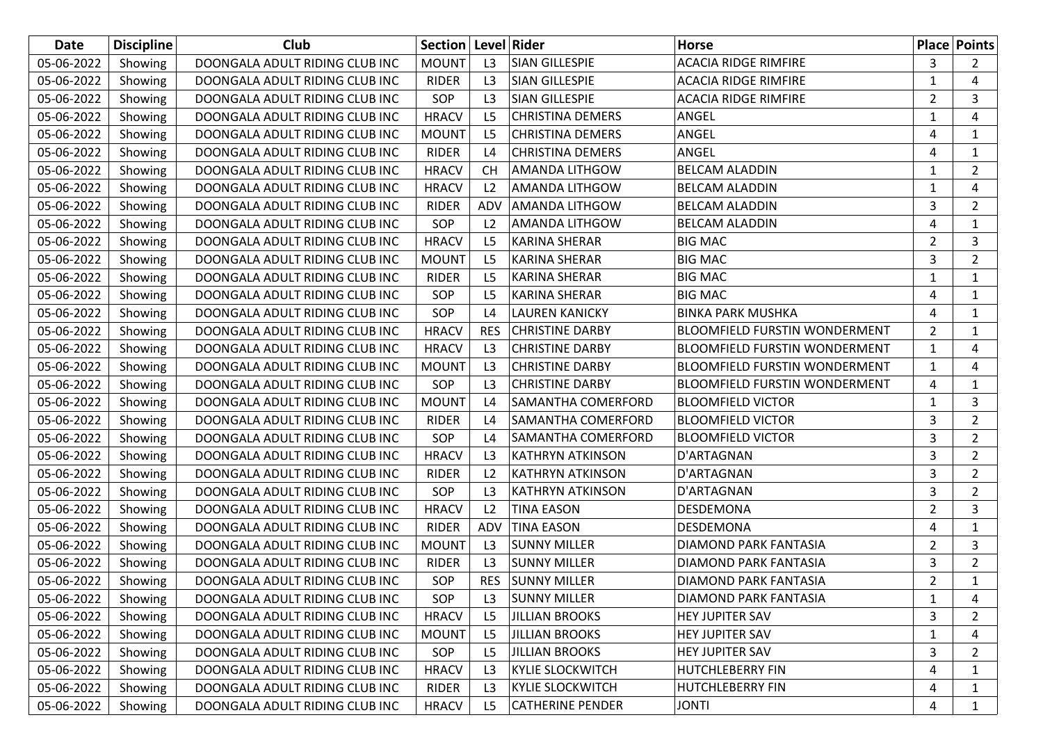| Date | Discipline | Club | Section | Level | Rider | Horse | Place | Points |
|---|---|---|---|---|---|---|---|---|
| 05-06-2022 | Showing | DOONGALA ADULT RIDING CLUB INC | MOUNT | L3 | SIAN GILLESPIE | ACACIA RIDGE RIMFIRE | 3 | 2 |
| 05-06-2022 | Showing | DOONGALA ADULT RIDING CLUB INC | RIDER | L3 | SIAN GILLESPIE | ACACIA RIDGE RIMFIRE | 1 | 4 |
| 05-06-2022 | Showing | DOONGALA ADULT RIDING CLUB INC | SOP | L3 | SIAN GILLESPIE | ACACIA RIDGE RIMFIRE | 2 | 3 |
| 05-06-2022 | Showing | DOONGALA ADULT RIDING CLUB INC | HRACV | L5 | CHRISTINA DEMERS | ANGEL | 1 | 4 |
| 05-06-2022 | Showing | DOONGALA ADULT RIDING CLUB INC | MOUNT | L5 | CHRISTINA DEMERS | ANGEL | 4 | 1 |
| 05-06-2022 | Showing | DOONGALA ADULT RIDING CLUB INC | RIDER | L4 | CHRISTINA DEMERS | ANGEL | 4 | 1 |
| 05-06-2022 | Showing | DOONGALA ADULT RIDING CLUB INC | HRACV | CH | AMANDA LITHGOW | BELCAM ALADDIN | 1 | 2 |
| 05-06-2022 | Showing | DOONGALA ADULT RIDING CLUB INC | HRACV | L2 | AMANDA LITHGOW | BELCAM ALADDIN | 1 | 4 |
| 05-06-2022 | Showing | DOONGALA ADULT RIDING CLUB INC | RIDER | ADV | AMANDA LITHGOW | BELCAM ALADDIN | 3 | 2 |
| 05-06-2022 | Showing | DOONGALA ADULT RIDING CLUB INC | SOP | L2 | AMANDA LITHGOW | BELCAM ALADDIN | 4 | 1 |
| 05-06-2022 | Showing | DOONGALA ADULT RIDING CLUB INC | HRACV | L5 | KARINA SHERAR | BIG MAC | 2 | 3 |
| 05-06-2022 | Showing | DOONGALA ADULT RIDING CLUB INC | MOUNT | L5 | KARINA SHERAR | BIG MAC | 3 | 2 |
| 05-06-2022 | Showing | DOONGALA ADULT RIDING CLUB INC | RIDER | L5 | KARINA SHERAR | BIG MAC | 1 | 1 |
| 05-06-2022 | Showing | DOONGALA ADULT RIDING CLUB INC | SOP | L5 | KARINA SHERAR | BIG MAC | 4 | 1 |
| 05-06-2022 | Showing | DOONGALA ADULT RIDING CLUB INC | SOP | L4 | LAUREN KANICKY | BINKA PARK MUSHKA | 4 | 1 |
| 05-06-2022 | Showing | DOONGALA ADULT RIDING CLUB INC | HRACV | RES | CHRISTINE DARBY | BLOOMFIELD FURSTIN WONDERMENT | 2 | 1 |
| 05-06-2022 | Showing | DOONGALA ADULT RIDING CLUB INC | HRACV | L3 | CHRISTINE DARBY | BLOOMFIELD FURSTIN WONDERMENT | 1 | 4 |
| 05-06-2022 | Showing | DOONGALA ADULT RIDING CLUB INC | MOUNT | L3 | CHRISTINE DARBY | BLOOMFIELD FURSTIN WONDERMENT | 1 | 4 |
| 05-06-2022 | Showing | DOONGALA ADULT RIDING CLUB INC | SOP | L3 | CHRISTINE DARBY | BLOOMFIELD FURSTIN WONDERMENT | 4 | 1 |
| 05-06-2022 | Showing | DOONGALA ADULT RIDING CLUB INC | MOUNT | L4 | SAMANTHA COMERFORD | BLOOMFIELD VICTOR | 1 | 3 |
| 05-06-2022 | Showing | DOONGALA ADULT RIDING CLUB INC | RIDER | L4 | SAMANTHA COMERFORD | BLOOMFIELD VICTOR | 3 | 2 |
| 05-06-2022 | Showing | DOONGALA ADULT RIDING CLUB INC | SOP | L4 | SAMANTHA COMERFORD | BLOOMFIELD VICTOR | 3 | 2 |
| 05-06-2022 | Showing | DOONGALA ADULT RIDING CLUB INC | HRACV | L3 | KATHRYN ATKINSON | D'ARTAGNAN | 3 | 2 |
| 05-06-2022 | Showing | DOONGALA ADULT RIDING CLUB INC | RIDER | L2 | KATHRYN ATKINSON | D'ARTAGNAN | 3 | 2 |
| 05-06-2022 | Showing | DOONGALA ADULT RIDING CLUB INC | SOP | L3 | KATHRYN ATKINSON | D'ARTAGNAN | 3 | 2 |
| 05-06-2022 | Showing | DOONGALA ADULT RIDING CLUB INC | HRACV | L2 | TINA EASON | DESDEMONA | 2 | 3 |
| 05-06-2022 | Showing | DOONGALA ADULT RIDING CLUB INC | RIDER | ADV | TINA EASON | DESDEMONA | 4 | 1 |
| 05-06-2022 | Showing | DOONGALA ADULT RIDING CLUB INC | MOUNT | L3 | SUNNY MILLER | DIAMOND PARK FANTASIA | 2 | 3 |
| 05-06-2022 | Showing | DOONGALA ADULT RIDING CLUB INC | RIDER | L3 | SUNNY MILLER | DIAMOND PARK FANTASIA | 3 | 2 |
| 05-06-2022 | Showing | DOONGALA ADULT RIDING CLUB INC | SOP | RES | SUNNY MILLER | DIAMOND PARK FANTASIA | 2 | 1 |
| 05-06-2022 | Showing | DOONGALA ADULT RIDING CLUB INC | SOP | L3 | SUNNY MILLER | DIAMOND PARK FANTASIA | 1 | 4 |
| 05-06-2022 | Showing | DOONGALA ADULT RIDING CLUB INC | HRACV | L5 | JILLIAN BROOKS | HEY JUPITER SAV | 3 | 2 |
| 05-06-2022 | Showing | DOONGALA ADULT RIDING CLUB INC | MOUNT | L5 | JILLIAN BROOKS | HEY JUPITER SAV | 1 | 4 |
| 05-06-2022 | Showing | DOONGALA ADULT RIDING CLUB INC | SOP | L5 | JILLIAN BROOKS | HEY JUPITER SAV | 3 | 2 |
| 05-06-2022 | Showing | DOONGALA ADULT RIDING CLUB INC | HRACV | L3 | KYLIE SLOCKWITCH | HUTCHLEBERRY FIN | 4 | 1 |
| 05-06-2022 | Showing | DOONGALA ADULT RIDING CLUB INC | RIDER | L3 | KYLIE SLOCKWITCH | HUTCHLEBERRY FIN | 4 | 1 |
| 05-06-2022 | Showing | DOONGALA ADULT RIDING CLUB INC | HRACV | L5 | CATHERINE PENDER | JONTI | 4 | 1 |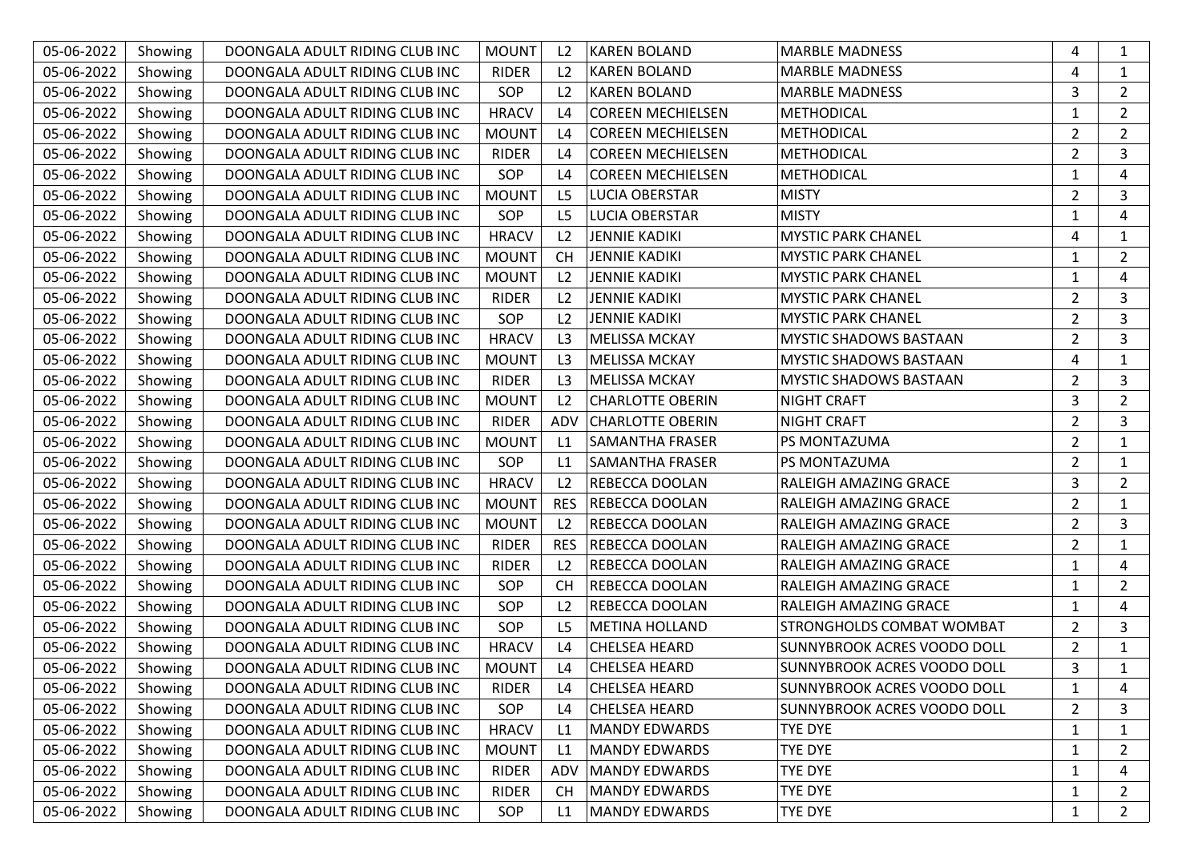| | | | | | | | | |
|---|---|---|---|---|---|---|---|---|
| 05-06-2022 | Showing | DOONGALA ADULT RIDING CLUB INC | MOUNT | L2 | KAREN BOLAND | MARBLE MADNESS | 4 | 1 |
| 05-06-2022 | Showing | DOONGALA ADULT RIDING CLUB INC | RIDER | L2 | KAREN BOLAND | MARBLE MADNESS | 4 | 1 |
| 05-06-2022 | Showing | DOONGALA ADULT RIDING CLUB INC | SOP | L2 | KAREN BOLAND | MARBLE MADNESS | 3 | 2 |
| 05-06-2022 | Showing | DOONGALA ADULT RIDING CLUB INC | HRACV | L4 | COREEN MECHIELSEN | METHODICAL | 1 | 2 |
| 05-06-2022 | Showing | DOONGALA ADULT RIDING CLUB INC | MOUNT | L4 | COREEN MECHIELSEN | METHODICAL | 2 | 2 |
| 05-06-2022 | Showing | DOONGALA ADULT RIDING CLUB INC | RIDER | L4 | COREEN MECHIELSEN | METHODICAL | 2 | 3 |
| 05-06-2022 | Showing | DOONGALA ADULT RIDING CLUB INC | SOP | L4 | COREEN MECHIELSEN | METHODICAL | 1 | 4 |
| 05-06-2022 | Showing | DOONGALA ADULT RIDING CLUB INC | MOUNT | L5 | LUCIA OBERSTAR | MISTY | 2 | 3 |
| 05-06-2022 | Showing | DOONGALA ADULT RIDING CLUB INC | SOP | L5 | LUCIA OBERSTAR | MISTY | 1 | 4 |
| 05-06-2022 | Showing | DOONGALA ADULT RIDING CLUB INC | HRACV | L2 | JENNIE KADIKI | MYSTIC PARK CHANEL | 4 | 1 |
| 05-06-2022 | Showing | DOONGALA ADULT RIDING CLUB INC | MOUNT | CH | JENNIE KADIKI | MYSTIC PARK CHANEL | 1 | 2 |
| 05-06-2022 | Showing | DOONGALA ADULT RIDING CLUB INC | MOUNT | L2 | JENNIE KADIKI | MYSTIC PARK CHANEL | 1 | 4 |
| 05-06-2022 | Showing | DOONGALA ADULT RIDING CLUB INC | RIDER | L2 | JENNIE KADIKI | MYSTIC PARK CHANEL | 2 | 3 |
| 05-06-2022 | Showing | DOONGALA ADULT RIDING CLUB INC | SOP | L2 | JENNIE KADIKI | MYSTIC PARK CHANEL | 2 | 3 |
| 05-06-2022 | Showing | DOONGALA ADULT RIDING CLUB INC | HRACV | L3 | MELISSA MCKAY | MYSTIC SHADOWS BASTAAN | 2 | 3 |
| 05-06-2022 | Showing | DOONGALA ADULT RIDING CLUB INC | MOUNT | L3 | MELISSA MCKAY | MYSTIC SHADOWS BASTAAN | 4 | 1 |
| 05-06-2022 | Showing | DOONGALA ADULT RIDING CLUB INC | RIDER | L3 | MELISSA MCKAY | MYSTIC SHADOWS BASTAAN | 2 | 3 |
| 05-06-2022 | Showing | DOONGALA ADULT RIDING CLUB INC | MOUNT | L2 | CHARLOTTE OBERIN | NIGHT CRAFT | 3 | 2 |
| 05-06-2022 | Showing | DOONGALA ADULT RIDING CLUB INC | RIDER | ADV | CHARLOTTE OBERIN | NIGHT CRAFT | 2 | 3 |
| 05-06-2022 | Showing | DOONGALA ADULT RIDING CLUB INC | MOUNT | L1 | SAMANTHA FRASER | PS MONTAZUMA | 2 | 1 |
| 05-06-2022 | Showing | DOONGALA ADULT RIDING CLUB INC | SOP | L1 | SAMANTHA FRASER | PS MONTAZUMA | 2 | 1 |
| 05-06-2022 | Showing | DOONGALA ADULT RIDING CLUB INC | HRACV | L2 | REBECCA DOOLAN | RALEIGH AMAZING GRACE | 3 | 2 |
| 05-06-2022 | Showing | DOONGALA ADULT RIDING CLUB INC | MOUNT | RES | REBECCA DOOLAN | RALEIGH AMAZING GRACE | 2 | 1 |
| 05-06-2022 | Showing | DOONGALA ADULT RIDING CLUB INC | MOUNT | L2 | REBECCA DOOLAN | RALEIGH AMAZING GRACE | 2 | 3 |
| 05-06-2022 | Showing | DOONGALA ADULT RIDING CLUB INC | RIDER | RES | REBECCA DOOLAN | RALEIGH AMAZING GRACE | 2 | 1 |
| 05-06-2022 | Showing | DOONGALA ADULT RIDING CLUB INC | RIDER | L2 | REBECCA DOOLAN | RALEIGH AMAZING GRACE | 1 | 4 |
| 05-06-2022 | Showing | DOONGALA ADULT RIDING CLUB INC | SOP | CH | REBECCA DOOLAN | RALEIGH AMAZING GRACE | 1 | 2 |
| 05-06-2022 | Showing | DOONGALA ADULT RIDING CLUB INC | SOP | L2 | REBECCA DOOLAN | RALEIGH AMAZING GRACE | 1 | 4 |
| 05-06-2022 | Showing | DOONGALA ADULT RIDING CLUB INC | SOP | L5 | METINA HOLLAND | STRONGHOLDS COMBAT WOMBAT | 2 | 3 |
| 05-06-2022 | Showing | DOONGALA ADULT RIDING CLUB INC | HRACV | L4 | CHELSEA HEARD | SUNNYBROOK ACRES VOODO DOLL | 2 | 1 |
| 05-06-2022 | Showing | DOONGALA ADULT RIDING CLUB INC | MOUNT | L4 | CHELSEA HEARD | SUNNYBROOK ACRES VOODO DOLL | 3 | 1 |
| 05-06-2022 | Showing | DOONGALA ADULT RIDING CLUB INC | RIDER | L4 | CHELSEA HEARD | SUNNYBROOK ACRES VOODO DOLL | 1 | 4 |
| 05-06-2022 | Showing | DOONGALA ADULT RIDING CLUB INC | SOP | L4 | CHELSEA HEARD | SUNNYBROOK ACRES VOODO DOLL | 2 | 3 |
| 05-06-2022 | Showing | DOONGALA ADULT RIDING CLUB INC | HRACV | L1 | MANDY EDWARDS | TYE DYE | 1 | 1 |
| 05-06-2022 | Showing | DOONGALA ADULT RIDING CLUB INC | MOUNT | L1 | MANDY EDWARDS | TYE DYE | 1 | 2 |
| 05-06-2022 | Showing | DOONGALA ADULT RIDING CLUB INC | RIDER | ADV | MANDY EDWARDS | TYE DYE | 1 | 4 |
| 05-06-2022 | Showing | DOONGALA ADULT RIDING CLUB INC | RIDER | CH | MANDY EDWARDS | TYE DYE | 1 | 2 |
| 05-06-2022 | Showing | DOONGALA ADULT RIDING CLUB INC | SOP | L1 | MANDY EDWARDS | TYE DYE | 1 | 2 |